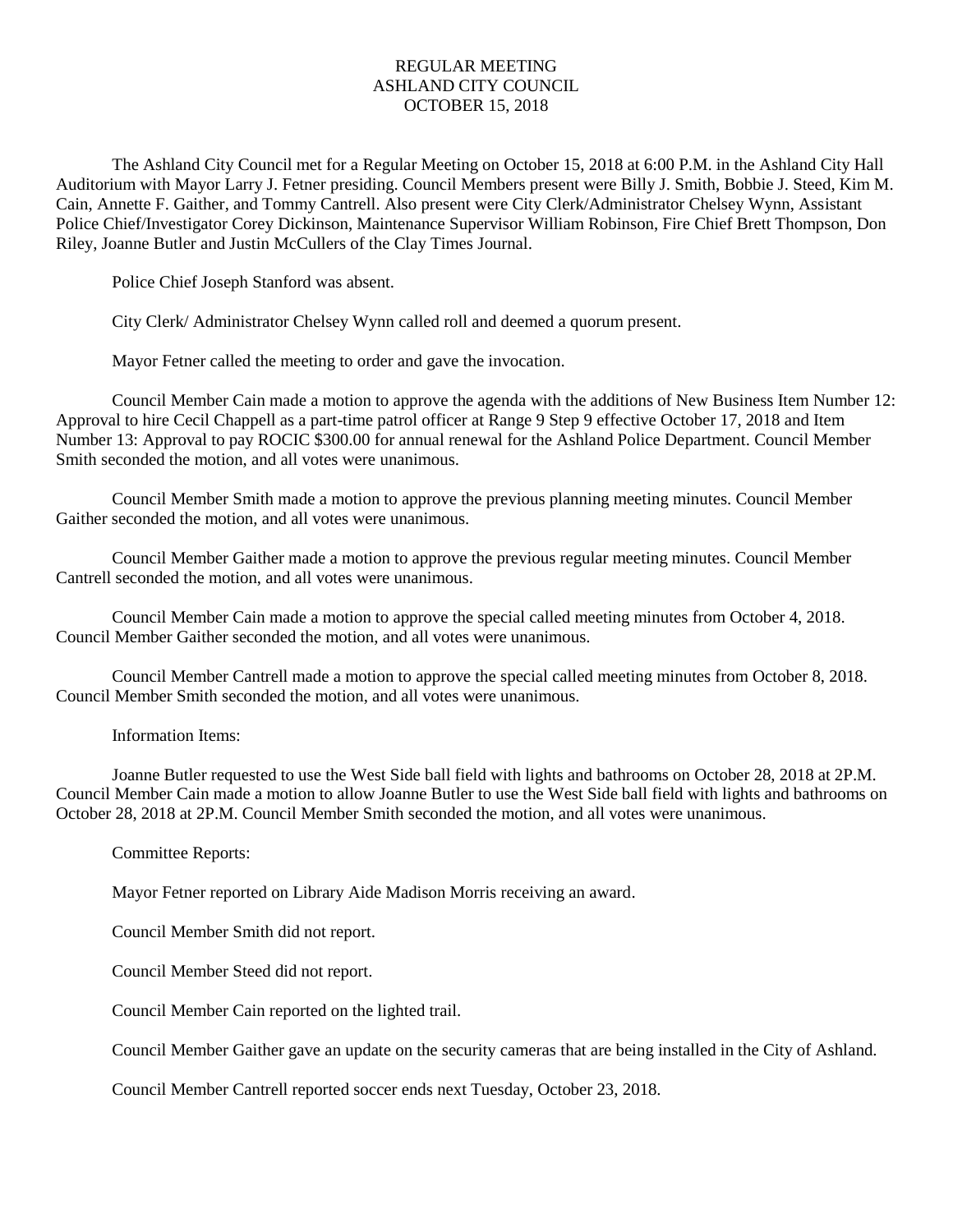# REGULAR MEETING
# ASHLAND CITY COUNCIL
# OCTOBER 15, 2018

The Ashland City Council met for a Regular Meeting on October 15, 2018 at 6:00 P.M. in the Ashland City Hall Auditorium with Mayor Larry J. Fetner presiding. Council Members present were Billy J. Smith, Bobbie J. Steed, Kim M. Cain, Annette F. Gaither, and Tommy Cantrell. Also present were City Clerk/Administrator Chelsey Wynn, Assistant Police Chief/Investigator Corey Dickinson, Maintenance Supervisor William Robinson, Fire Chief Brett Thompson, Don Riley, Joanne Butler and Justin McCullers of the Clay Times Journal.

Police Chief Joseph Stanford was absent.

City Clerk/ Administrator Chelsey Wynn called roll and deemed a quorum present.

Mayor Fetner called the meeting to order and gave the invocation.

Council Member Cain made a motion to approve the agenda with the additions of New Business Item Number 12: Approval to hire Cecil Chappell as a part-time patrol officer at Range 9 Step 9 effective October 17, 2018 and Item Number 13: Approval to pay ROCIC $300.00 for annual renewal for the Ashland Police Department. Council Member Smith seconded the motion, and all votes were unanimous.

Council Member Smith made a motion to approve the previous planning meeting minutes. Council Member Gaither seconded the motion, and all votes were unanimous.

Council Member Gaither made a motion to approve the previous regular meeting minutes. Council Member Cantrell seconded the motion, and all votes were unanimous.

Council Member Cain made a motion to approve the special called meeting minutes from October 4, 2018. Council Member Gaither seconded the motion, and all votes were unanimous.

Council Member Cantrell made a motion to approve the special called meeting minutes from October 8, 2018. Council Member Smith seconded the motion, and all votes were unanimous.

Information Items:

Joanne Butler requested to use the West Side ball field with lights and bathrooms on October 28, 2018 at 2P.M. Council Member Cain made a motion to allow Joanne Butler to use the West Side ball field with lights and bathrooms on October 28, 2018 at 2P.M. Council Member Smith seconded the motion, and all votes were unanimous.

Committee Reports:

Mayor Fetner reported on Library Aide Madison Morris receiving an award.

Council Member Smith did not report.

Council Member Steed did not report.

Council Member Cain reported on the lighted trail.

Council Member Gaither gave an update on the security cameras that are being installed in the City of Ashland.

Council Member Cantrell reported soccer ends next Tuesday, October 23, 2018.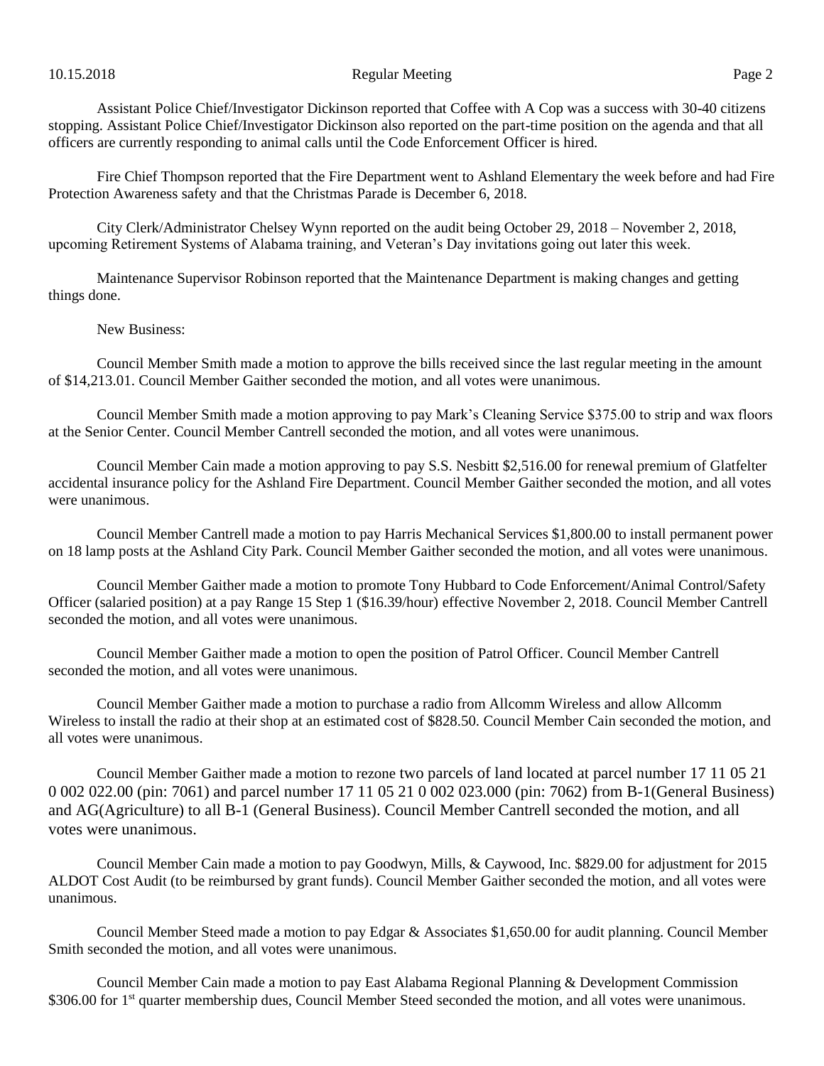Assistant Police Chief/Investigator Dickinson reported that Coffee with A Cop was a success with 30-40 citizens stopping. Assistant Police Chief/Investigator Dickinson also reported on the part-time position on the agenda and that all officers are currently responding to animal calls until the Code Enforcement Officer is hired.

Fire Chief Thompson reported that the Fire Department went to Ashland Elementary the week before and had Fire Protection Awareness safety and that the Christmas Parade is December 6, 2018.

City Clerk/Administrator Chelsey Wynn reported on the audit being October 29, 2018 – November 2, 2018, upcoming Retirement Systems of Alabama training, and Veteran's Day invitations going out later this week.

Maintenance Supervisor Robinson reported that the Maintenance Department is making changes and getting things done.

New Business:

Council Member Smith made a motion to approve the bills received since the last regular meeting in the amount of $14,213.01. Council Member Gaither seconded the motion, and all votes were unanimous.

Council Member Smith made a motion approving to pay Mark's Cleaning Service $375.00 to strip and wax floors at the Senior Center. Council Member Cantrell seconded the motion, and all votes were unanimous.

Council Member Cain made a motion approving to pay S.S. Nesbitt $2,516.00 for renewal premium of Glatfelter accidental insurance policy for the Ashland Fire Department. Council Member Gaither seconded the motion, and all votes were unanimous.

Council Member Cantrell made a motion to pay Harris Mechanical Services $1,800.00 to install permanent power on 18 lamp posts at the Ashland City Park. Council Member Gaither seconded the motion, and all votes were unanimous.

Council Member Gaither made a motion to promote Tony Hubbard to Code Enforcement/Animal Control/Safety Officer (salaried position) at a pay Range 15 Step 1 ($16.39/hour) effective November 2, 2018. Council Member Cantrell seconded the motion, and all votes were unanimous.

Council Member Gaither made a motion to open the position of Patrol Officer. Council Member Cantrell seconded the motion, and all votes were unanimous.

Council Member Gaither made a motion to purchase a radio from Allcomm Wireless and allow Allcomm Wireless to install the radio at their shop at an estimated cost of $828.50. Council Member Cain seconded the motion, and all votes were unanimous.

Council Member Gaither made a motion to rezone two parcels of land located at parcel number 17 11 05 21 0 002 022.00 (pin: 7061) and parcel number 17 11 05 21 0 002 023.000 (pin: 7062) from B-1(General Business) and AG(Agriculture) to all B-1 (General Business). Council Member Cantrell seconded the motion, and all votes were unanimous.

Council Member Cain made a motion to pay Goodwyn, Mills, & Caywood, Inc. $829.00 for adjustment for 2015 ALDOT Cost Audit (to be reimbursed by grant funds). Council Member Gaither seconded the motion, and all votes were unanimous.

Council Member Steed made a motion to pay Edgar & Associates $1,650.00 for audit planning. Council Member Smith seconded the motion, and all votes were unanimous.

Council Member Cain made a motion to pay East Alabama Regional Planning & Development Commission $306.00 for 1st quarter membership dues, Council Member Steed seconded the motion, and all votes were unanimous.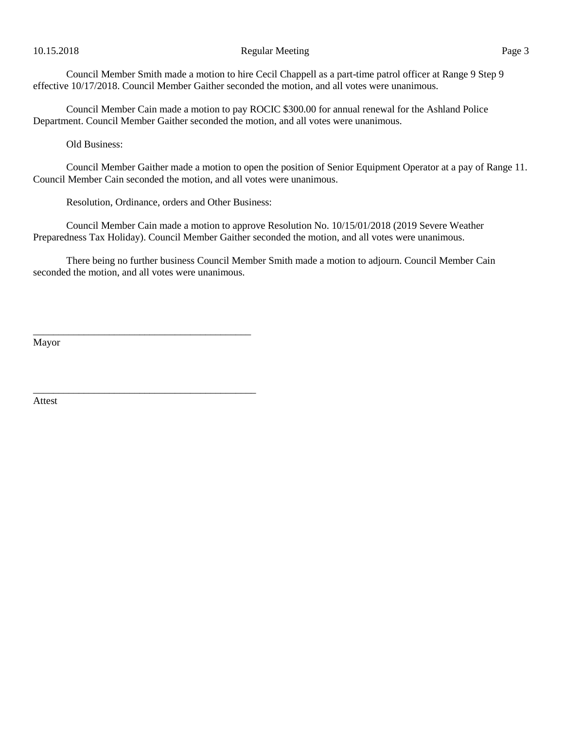Council Member Smith made a motion to hire Cecil Chappell as a part-time patrol officer at Range 9 Step 9 effective 10/17/2018. Council Member Gaither seconded the motion, and all votes were unanimous.

Council Member Cain made a motion to pay ROCIC $300.00 for annual renewal for the Ashland Police Department. Council Member Gaither seconded the motion, and all votes were unanimous.

Old Business:

Council Member Gaither made a motion to open the position of Senior Equipment Operator at a pay of Range 11. Council Member Cain seconded the motion, and all votes were unanimous.

Resolution, Ordinance, orders and Other Business:

Council Member Cain made a motion to approve Resolution No. 10/15/01/2018 (2019 Severe Weather Preparedness Tax Holiday). Council Member Gaither seconded the motion, and all votes were unanimous.

There being no further business Council Member Smith made a motion to adjourn. Council Member Cain seconded the motion, and all votes were unanimous.

\_\_\_\_\_\_\_\_\_\_\_\_\_\_\_\_\_\_\_\_\_\_\_\_\_\_\_\_\_\_\_\_\_\_\_\_\_\_\_\_\_\_\_\_

Mayor

\_\_\_\_\_\_\_\_\_\_\_\_\_\_\_\_\_\_\_\_\_\_\_\_\_\_\_\_\_\_\_\_\_\_\_\_\_\_\_\_\_\_\_\_

Attest